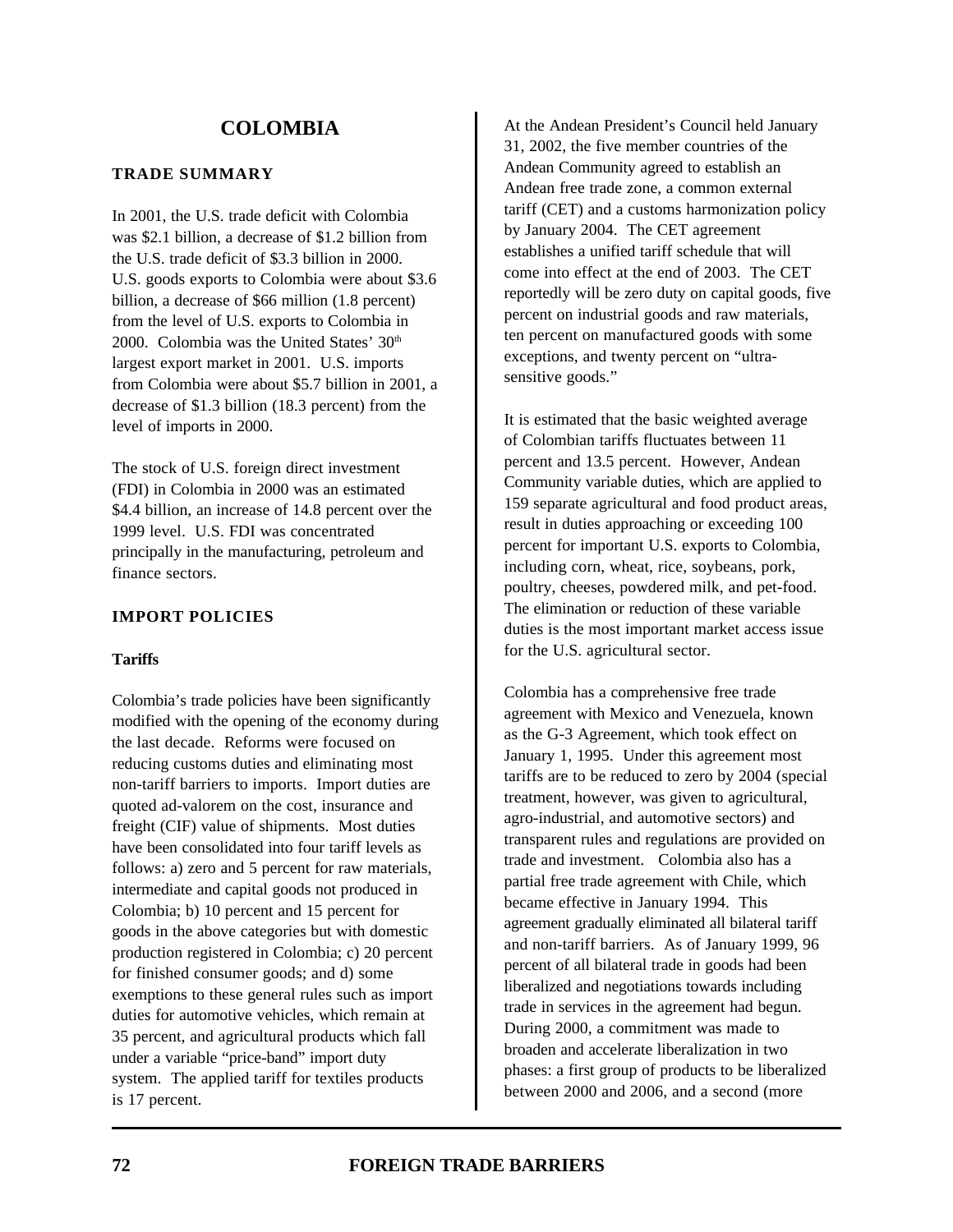# COLOMBIA

## TRADE SUMMARY

In 2001, the U.S. trade deficit with Colombia was $2.1 billion, a decrease of $1.2 billion from the U.S. trade deficit of $3.3 billion in 2000. U.S. goods exports to Colombia were about $3.6 billion, a decrease of $66 million (1.8 percent) from the level of U.S. exports to Colombia in 2000. Colombia was the United States' 30th largest export market in 2001. U.S. imports from Colombia were about $5.7 billion in 2001, a decrease of $1.3 billion (18.3 percent) from the level of imports in 2000.

The stock of U.S. foreign direct investment (FDI) in Colombia in 2000 was an estimated $4.4 billion, an increase of 14.8 percent over the 1999 level. U.S. FDI was concentrated principally in the manufacturing, petroleum and finance sectors.

## IMPORT POLICIES

### Tariffs

Colombia's trade policies have been significantly modified with the opening of the economy during the last decade. Reforms were focused on reducing customs duties and eliminating most non-tariff barriers to imports. Import duties are quoted ad-valorem on the cost, insurance and freight (CIF) value of shipments. Most duties have been consolidated into four tariff levels as follows: a) zero and 5 percent for raw materials, intermediate and capital goods not produced in Colombia; b) 10 percent and 15 percent for goods in the above categories but with domestic production registered in Colombia; c) 20 percent for finished consumer goods; and d) some exemptions to these general rules such as import duties for automotive vehicles, which remain at 35 percent, and agricultural products which fall under a variable "price-band" import duty system. The applied tariff for textiles products is 17 percent.

At the Andean President's Council held January 31, 2002, the five member countries of the Andean Community agreed to establish an Andean free trade zone, a common external tariff (CET) and a customs harmonization policy by January 2004. The CET agreement establishes a unified tariff schedule that will come into effect at the end of 2003. The CET reportedly will be zero duty on capital goods, five percent on industrial goods and raw materials, ten percent on manufactured goods with some exceptions, and twenty percent on "ultra-sensitive goods."

It is estimated that the basic weighted average of Colombian tariffs fluctuates between 11 percent and 13.5 percent. However, Andean Community variable duties, which are applied to 159 separate agricultural and food product areas, result in duties approaching or exceeding 100 percent for important U.S. exports to Colombia, including corn, wheat, rice, soybeans, pork, poultry, cheeses, powdered milk, and pet-food. The elimination or reduction of these variable duties is the most important market access issue for the U.S. agricultural sector.

Colombia has a comprehensive free trade agreement with Mexico and Venezuela, known as the G-3 Agreement, which took effect on January 1, 1995. Under this agreement most tariffs are to be reduced to zero by 2004 (special treatment, however, was given to agricultural, agro-industrial, and automotive sectors) and transparent rules and regulations are provided on trade and investment. Colombia also has a partial free trade agreement with Chile, which became effective in January 1994. This agreement gradually eliminated all bilateral tariff and non-tariff barriers. As of January 1999, 96 percent of all bilateral trade in goods had been liberalized and negotiations towards including trade in services in the agreement had begun. During 2000, a commitment was made to broaden and accelerate liberalization in two phases: a first group of products to be liberalized between 2000 and 2006, and a second (more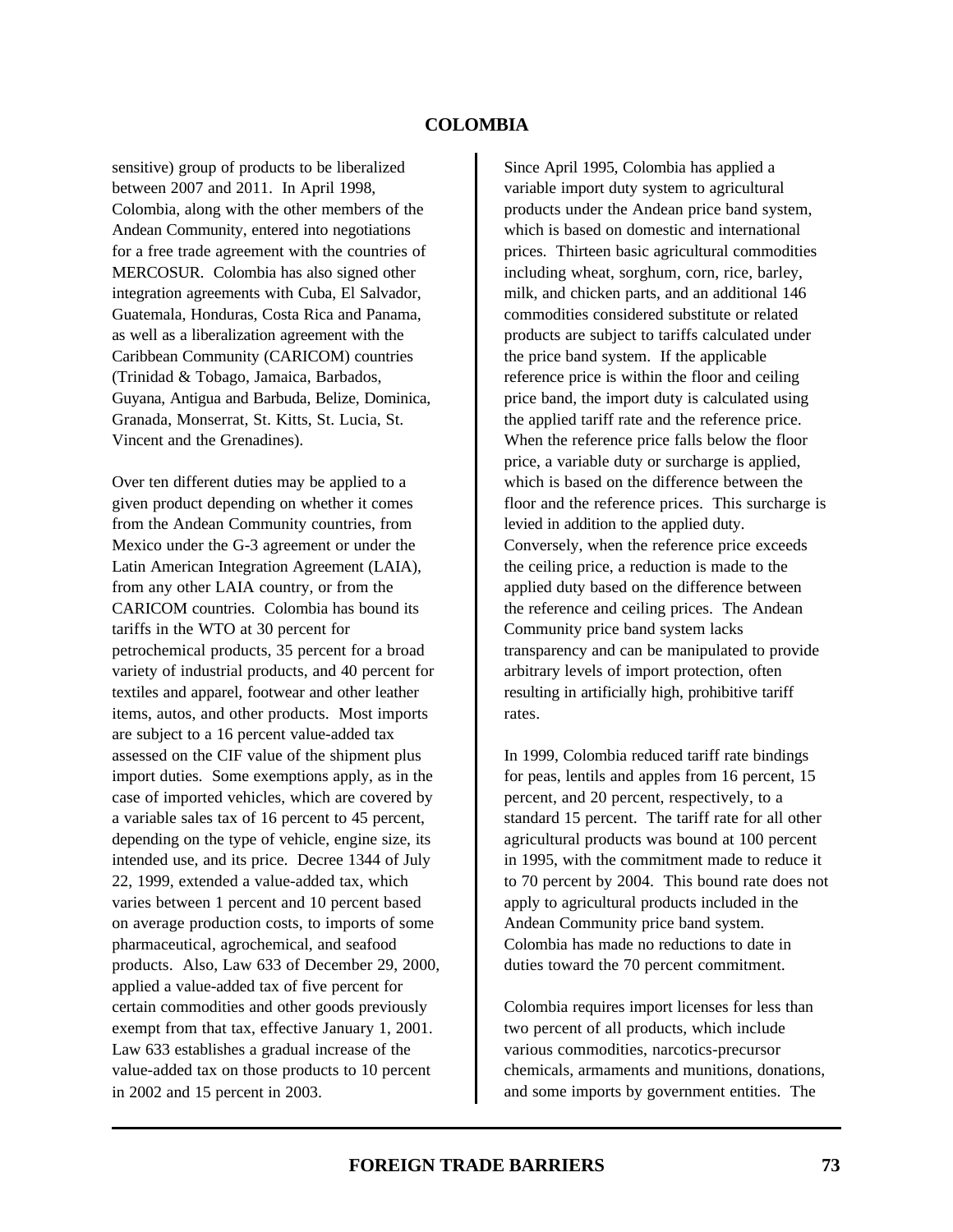sensitive) group of products to be liberalized between 2007 and 2011. In April 1998, Colombia, along with the other members of the Andean Community, entered into negotiations for a free trade agreement with the countries of MERCOSUR. Colombia has also signed other integration agreements with Cuba, El Salvador, Guatemala, Honduras, Costa Rica and Panama, as well as a liberalization agreement with the Caribbean Community (CARICOM) countries (Trinidad & Tobago, Jamaica, Barbados, Guyana, Antigua and Barbuda, Belize, Dominica, Granada, Monserrat, St. Kitts, St. Lucia, St. Vincent and the Grenadines).

Over ten different duties may be applied to a given product depending on whether it comes from the Andean Community countries, from Mexico under the G-3 agreement or under the Latin American Integration Agreement (LAIA), from any other LAIA country, or from the CARICOM countries. Colombia has bound its tariffs in the WTO at 30 percent for petrochemical products, 35 percent for a broad variety of industrial products, and 40 percent for textiles and apparel, footwear and other leather items, autos, and other products. Most imports are subject to a 16 percent value-added tax assessed on the CIF value of the shipment plus import duties. Some exemptions apply, as in the case of imported vehicles, which are covered by a variable sales tax of 16 percent to 45 percent, depending on the type of vehicle, engine size, its intended use, and its price. Decree 1344 of July 22, 1999, extended a value-added tax, which varies between 1 percent and 10 percent based on average production costs, to imports of some pharmaceutical, agrochemical, and seafood products. Also, Law 633 of December 29, 2000, applied a value-added tax of five percent for certain commodities and other goods previously exempt from that tax, effective January 1, 2001. Law 633 establishes a gradual increase of the value-added tax on those products to 10 percent in 2002 and 15 percent in 2003.

Since April 1995, Colombia has applied a variable import duty system to agricultural products under the Andean price band system, which is based on domestic and international prices. Thirteen basic agricultural commodities including wheat, sorghum, corn, rice, barley, milk, and chicken parts, and an additional 146 commodities considered substitute or related products are subject to tariffs calculated under the price band system. If the applicable reference price is within the floor and ceiling price band, the import duty is calculated using the applied tariff rate and the reference price. When the reference price falls below the floor price, a variable duty or surcharge is applied, which is based on the difference between the floor and the reference prices. This surcharge is levied in addition to the applied duty. Conversely, when the reference price exceeds the ceiling price, a reduction is made to the applied duty based on the difference between the reference and ceiling prices. The Andean Community price band system lacks transparency and can be manipulated to provide arbitrary levels of import protection, often resulting in artificially high, prohibitive tariff rates.

In 1999, Colombia reduced tariff rate bindings for peas, lentils and apples from 16 percent, 15 percent, and 20 percent, respectively, to a standard 15 percent. The tariff rate for all other agricultural products was bound at 100 percent in 1995, with the commitment made to reduce it to 70 percent by 2004. This bound rate does not apply to agricultural products included in the Andean Community price band system. Colombia has made no reductions to date in duties toward the 70 percent commitment.

Colombia requires import licenses for less than two percent of all products, which include various commodities, narcotics-precursor chemicals, armaments and munitions, donations, and some imports by government entities. The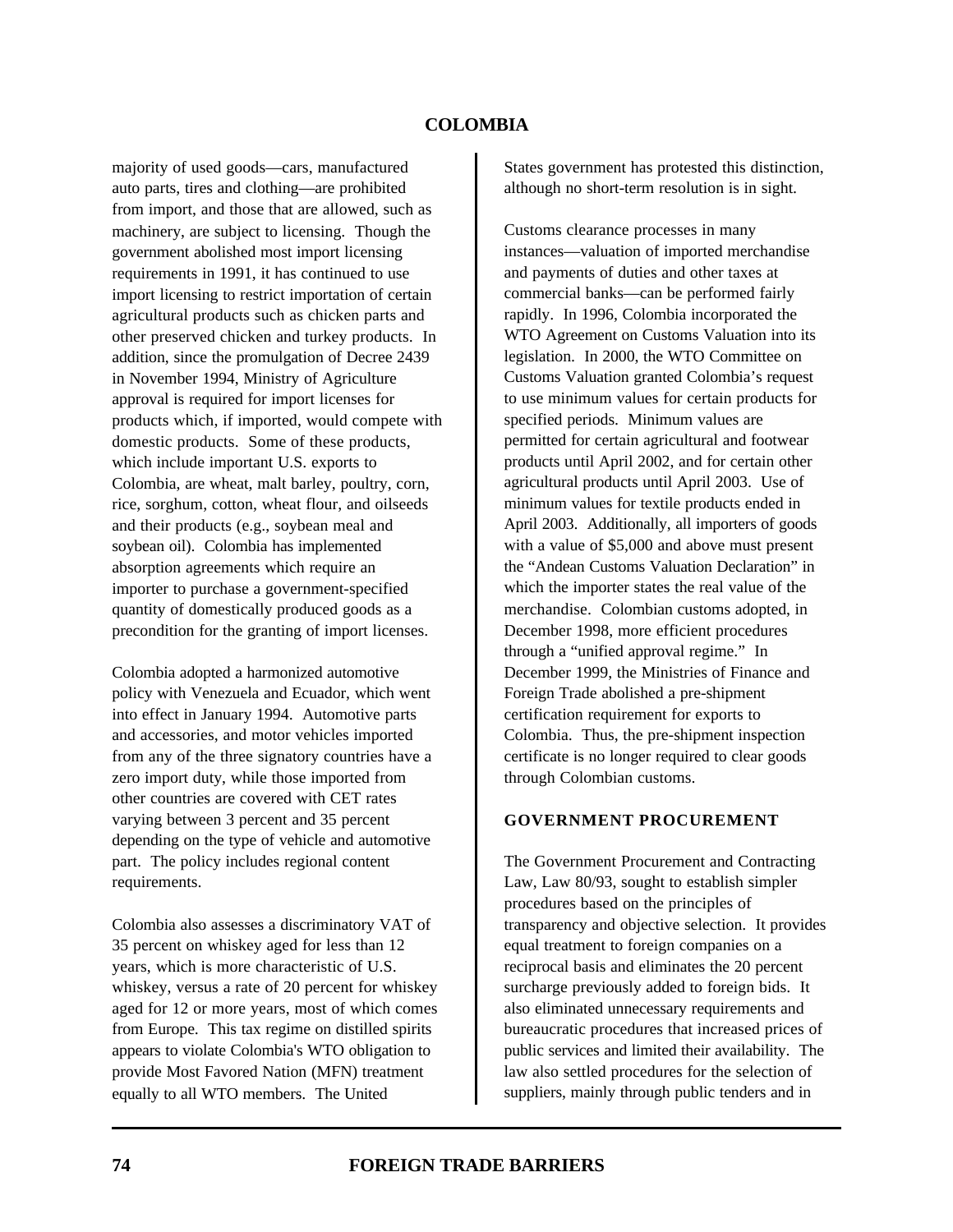majority of used goods—cars, manufactured auto parts, tires and clothing—are prohibited from import, and those that are allowed, such as machinery, are subject to licensing. Though the government abolished most import licensing requirements in 1991, it has continued to use import licensing to restrict importation of certain agricultural products such as chicken parts and other preserved chicken and turkey products. In addition, since the promulgation of Decree 2439 in November 1994, Ministry of Agriculture approval is required for import licenses for products which, if imported, would compete with domestic products. Some of these products, which include important U.S. exports to Colombia, are wheat, malt barley, poultry, corn, rice, sorghum, cotton, wheat flour, and oilseeds and their products (e.g., soybean meal and soybean oil). Colombia has implemented absorption agreements which require an importer to purchase a government-specified quantity of domestically produced goods as a precondition for the granting of import licenses.

Colombia adopted a harmonized automotive policy with Venezuela and Ecuador, which went into effect in January 1994. Automotive parts and accessories, and motor vehicles imported from any of the three signatory countries have a zero import duty, while those imported from other countries are covered with CET rates varying between 3 percent and 35 percent depending on the type of vehicle and automotive part. The policy includes regional content requirements.

Colombia also assesses a discriminatory VAT of 35 percent on whiskey aged for less than 12 years, which is more characteristic of U.S. whiskey, versus a rate of 20 percent for whiskey aged for 12 or more years, most of which comes from Europe. This tax regime on distilled spirits appears to violate Colombia's WTO obligation to provide Most Favored Nation (MFN) treatment equally to all WTO members. The United States government has protested this distinction, although no short-term resolution is in sight.

Customs clearance processes in many instances—valuation of imported merchandise and payments of duties and other taxes at commercial banks—can be performed fairly rapidly. In 1996, Colombia incorporated the WTO Agreement on Customs Valuation into its legislation. In 2000, the WTO Committee on Customs Valuation granted Colombia's request to use minimum values for certain products for specified periods. Minimum values are permitted for certain agricultural and footwear products until April 2002, and for certain other agricultural products until April 2003. Use of minimum values for textile products ended in April 2003. Additionally, all importers of goods with a value of $5,000 and above must present the "Andean Customs Valuation Declaration" in which the importer states the real value of the merchandise. Colombian customs adopted, in December 1998, more efficient procedures through a "unified approval regime." In December 1999, the Ministries of Finance and Foreign Trade abolished a pre-shipment certification requirement for exports to Colombia. Thus, the pre-shipment inspection certificate is no longer required to clear goods through Colombian customs.

## GOVERNMENT PROCUREMENT

The Government Procurement and Contracting Law, Law 80/93, sought to establish simpler procedures based on the principles of transparency and objective selection. It provides equal treatment to foreign companies on a reciprocal basis and eliminates the 20 percent surcharge previously added to foreign bids. It also eliminated unnecessary requirements and bureaucratic procedures that increased prices of public services and limited their availability. The law also settled procedures for the selection of suppliers, mainly through public tenders and in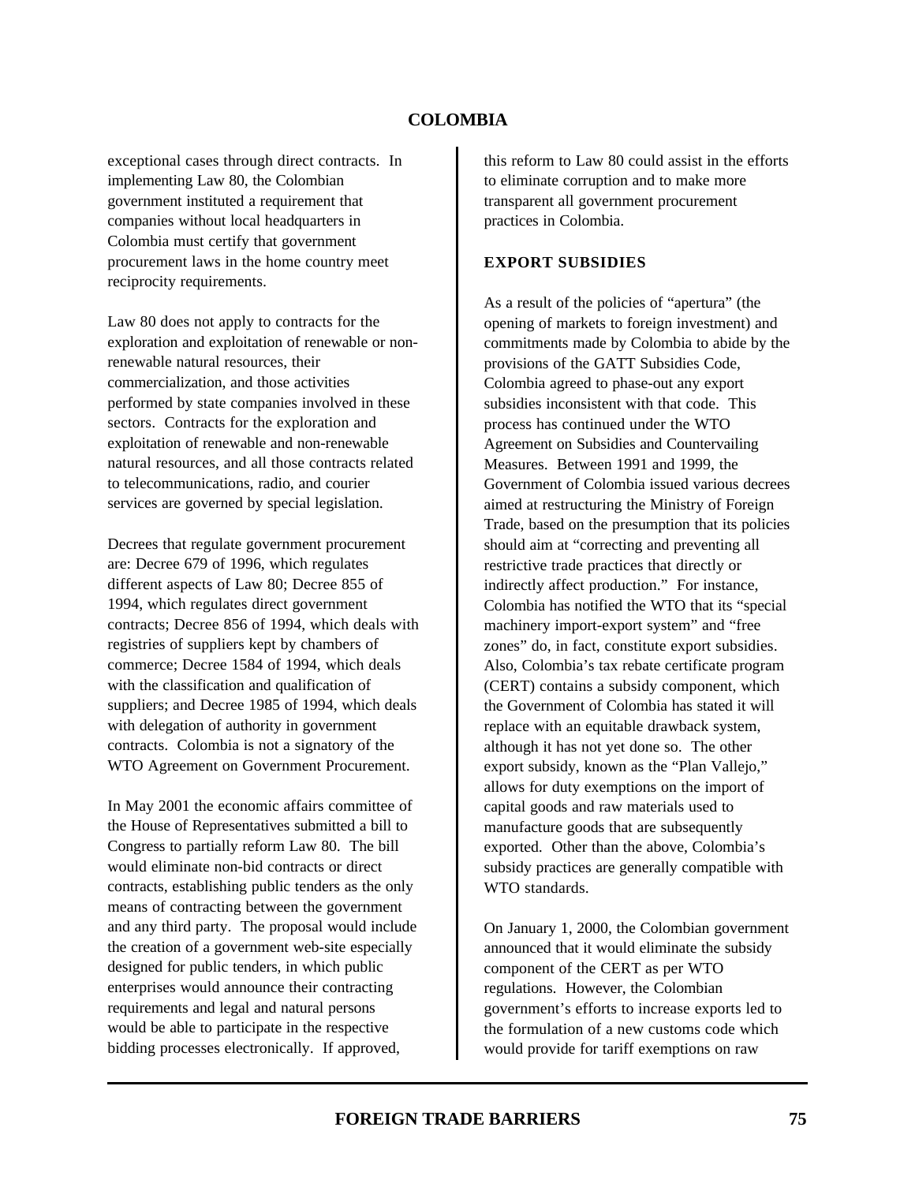exceptional cases through direct contracts. In implementing Law 80, the Colombian government instituted a requirement that companies without local headquarters in Colombia must certify that government procurement laws in the home country meet reciprocity requirements.

Law 80 does not apply to contracts for the exploration and exploitation of renewable or non-renewable natural resources, their commercialization, and those activities performed by state companies involved in these sectors. Contracts for the exploration and exploitation of renewable and non-renewable natural resources, and all those contracts related to telecommunications, radio, and courier services are governed by special legislation.

Decrees that regulate government procurement are: Decree 679 of 1996, which regulates different aspects of Law 80; Decree 855 of 1994, which regulates direct government contracts; Decree 856 of 1994, which deals with registries of suppliers kept by chambers of commerce; Decree 1584 of 1994, which deals with the classification and qualification of suppliers; and Decree 1985 of 1994, which deals with delegation of authority in government contracts. Colombia is not a signatory of the WTO Agreement on Government Procurement.

In May 2001 the economic affairs committee of the House of Representatives submitted a bill to Congress to partially reform Law 80. The bill would eliminate non-bid contracts or direct contracts, establishing public tenders as the only means of contracting between the government and any third party. The proposal would include the creation of a government web-site especially designed for public tenders, in which public enterprises would announce their contracting requirements and legal and natural persons would be able to participate in the respective bidding processes electronically. If approved, this reform to Law 80 could assist in the efforts to eliminate corruption and to make more transparent all government procurement practices in Colombia.

## EXPORT SUBSIDIES

As a result of the policies of "apertura" (the opening of markets to foreign investment) and commitments made by Colombia to abide by the provisions of the GATT Subsidies Code, Colombia agreed to phase-out any export subsidies inconsistent with that code. This process has continued under the WTO Agreement on Subsidies and Countervailing Measures. Between 1991 and 1999, the Government of Colombia issued various decrees aimed at restructuring the Ministry of Foreign Trade, based on the presumption that its policies should aim at "correcting and preventing all restrictive trade practices that directly or indirectly affect production." For instance, Colombia has notified the WTO that its "special machinery import-export system" and "free zones" do, in fact, constitute export subsidies. Also, Colombia's tax rebate certificate program (CERT) contains a subsidy component, which the Government of Colombia has stated it will replace with an equitable drawback system, although it has not yet done so. The other export subsidy, known as the "Plan Vallejo," allows for duty exemptions on the import of capital goods and raw materials used to manufacture goods that are subsequently exported. Other than the above, Colombia's subsidy practices are generally compatible with WTO standards.

On January 1, 2000, the Colombian government announced that it would eliminate the subsidy component of the CERT as per WTO regulations. However, the Colombian government's efforts to increase exports led to the formulation of a new customs code which would provide for tariff exemptions on raw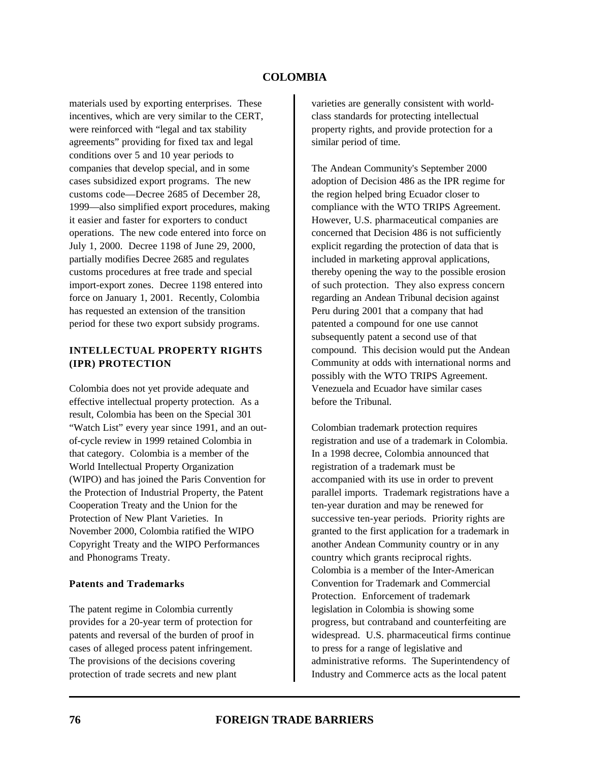materials used by exporting enterprises. These incentives, which are very similar to the CERT, were reinforced with "legal and tax stability agreements" providing for fixed tax and legal conditions over 5 and 10 year periods to companies that develop special, and in some cases subsidized export programs. The new customs code—Decree 2685 of December 28, 1999—also simplified export procedures, making it easier and faster for exporters to conduct operations. The new code entered into force on July 1, 2000. Decree 1198 of June 29, 2000, partially modifies Decree 2685 and regulates customs procedures at free trade and special import-export zones. Decree 1198 entered into force on January 1, 2001. Recently, Colombia has requested an extension of the transition period for these two export subsidy programs.

## INTELLECTUAL PROPERTY RIGHTS (IPR) PROTECTION

Colombia does not yet provide adequate and effective intellectual property protection. As a result, Colombia has been on the Special 301 "Watch List" every year since 1991, and an out-of-cycle review in 1999 retained Colombia in that category. Colombia is a member of the World Intellectual Property Organization (WIPO) and has joined the Paris Convention for the Protection of Industrial Property, the Patent Cooperation Treaty and the Union for the Protection of New Plant Varieties. In November 2000, Colombia ratified the WIPO Copyright Treaty and the WIPO Performances and Phonograms Treaty.

### Patents and Trademarks

The patent regime in Colombia currently provides for a 20-year term of protection for patents and reversal of the burden of proof in cases of alleged process patent infringement. The provisions of the decisions covering protection of trade secrets and new plant varieties are generally consistent with world-class standards for protecting intellectual property rights, and provide protection for a similar period of time.

The Andean Community's September 2000 adoption of Decision 486 as the IPR regime for the region helped bring Ecuador closer to compliance with the WTO TRIPS Agreement. However, U.S. pharmaceutical companies are concerned that Decision 486 is not sufficiently explicit regarding the protection of data that is included in marketing approval applications, thereby opening the way to the possible erosion of such protection. They also express concern regarding an Andean Tribunal decision against Peru during 2001 that a company that had patented a compound for one use cannot subsequently patent a second use of that compound. This decision would put the Andean Community at odds with international norms and possibly with the WTO TRIPS Agreement. Venezuela and Ecuador have similar cases before the Tribunal.

Colombian trademark protection requires registration and use of a trademark in Colombia. In a 1998 decree, Colombia announced that registration of a trademark must be accompanied with its use in order to prevent parallel imports. Trademark registrations have a ten-year duration and may be renewed for successive ten-year periods. Priority rights are granted to the first application for a trademark in another Andean Community country or in any country which grants reciprocal rights. Colombia is a member of the Inter-American Convention for Trademark and Commercial Protection. Enforcement of trademark legislation in Colombia is showing some progress, but contraband and counterfeiting are widespread. U.S. pharmaceutical firms continue to press for a range of legislative and administrative reforms. The Superintendency of Industry and Commerce acts as the local patent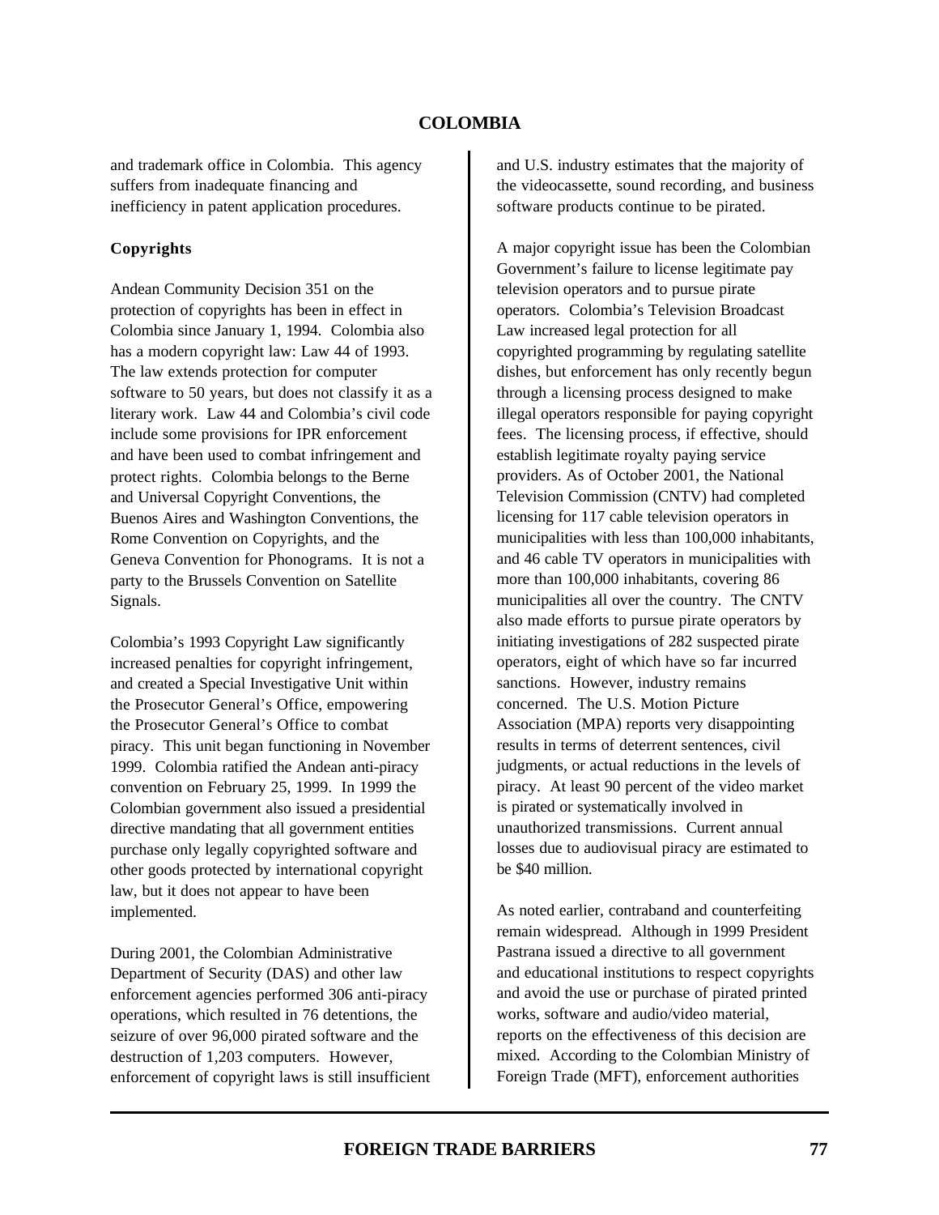and trademark office in Colombia. This agency suffers from inadequate financing and inefficiency in patent application procedures.

### Copyrights

Andean Community Decision 351 on the protection of copyrights has been in effect in Colombia since January 1, 1994. Colombia also has a modern copyright law: Law 44 of 1993. The law extends protection for computer software to 50 years, but does not classify it as a literary work. Law 44 and Colombia's civil code include some provisions for IPR enforcement and have been used to combat infringement and protect rights. Colombia belongs to the Berne and Universal Copyright Conventions, the Buenos Aires and Washington Conventions, the Rome Convention on Copyrights, and the Geneva Convention for Phonograms. It is not a party to the Brussels Convention on Satellite Signals.

Colombia's 1993 Copyright Law significantly increased penalties for copyright infringement, and created a Special Investigative Unit within the Prosecutor General's Office, empowering the Prosecutor General's Office to combat piracy. This unit began functioning in November 1999. Colombia ratified the Andean anti-piracy convention on February 25, 1999. In 1999 the Colombian government also issued a presidential directive mandating that all government entities purchase only legally copyrighted software and other goods protected by international copyright law, but it does not appear to have been implemented.

During 2001, the Colombian Administrative Department of Security (DAS) and other law enforcement agencies performed 306 anti-piracy operations, which resulted in 76 detentions, the seizure of over 96,000 pirated software and the destruction of 1,203 computers. However, enforcement of copyright laws is still insufficient and U.S. industry estimates that the majority of the videocassette, sound recording, and business software products continue to be pirated.

A major copyright issue has been the Colombian Government's failure to license legitimate pay television operators and to pursue pirate operators. Colombia's Television Broadcast Law increased legal protection for all copyrighted programming by regulating satellite dishes, but enforcement has only recently begun through a licensing process designed to make illegal operators responsible for paying copyright fees. The licensing process, if effective, should establish legitimate royalty paying service providers. As of October 2001, the National Television Commission (CNTV) had completed licensing for 117 cable television operators in municipalities with less than 100,000 inhabitants, and 46 cable TV operators in municipalities with more than 100,000 inhabitants, covering 86 municipalities all over the country. The CNTV also made efforts to pursue pirate operators by initiating investigations of 282 suspected pirate operators, eight of which have so far incurred sanctions. However, industry remains concerned. The U.S. Motion Picture Association (MPA) reports very disappointing results in terms of deterrent sentences, civil judgments, or actual reductions in the levels of piracy. At least 90 percent of the video market is pirated or systematically involved in unauthorized transmissions. Current annual losses due to audiovisual piracy are estimated to be $40 million.

As noted earlier, contraband and counterfeiting remain widespread. Although in 1999 President Pastrana issued a directive to all government and educational institutions to respect copyrights and avoid the use or purchase of pirated printed works, software and audio/video material, reports on the effectiveness of this decision are mixed. According to the Colombian Ministry of Foreign Trade (MFT), enforcement authorities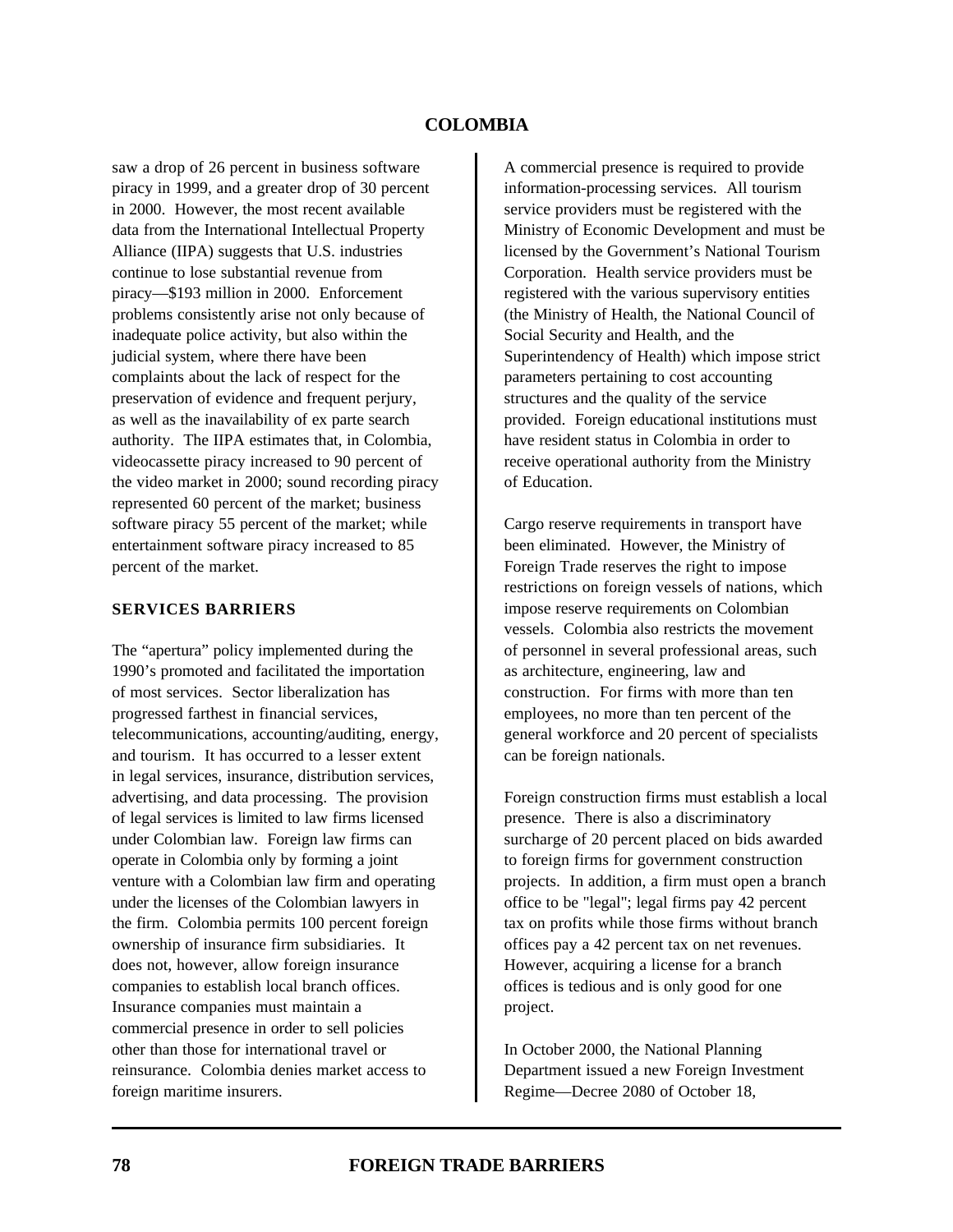saw a drop of 26 percent in business software piracy in 1999, and a greater drop of 30 percent in 2000. However, the most recent available data from the International Intellectual Property Alliance (IIPA) suggests that U.S. industries continue to lose substantial revenue from piracy—$193 million in 2000. Enforcement problems consistently arise not only because of inadequate police activity, but also within the judicial system, where there have been complaints about the lack of respect for the preservation of evidence and frequent perjury, as well as the inavailability of ex parte search authority. The IIPA estimates that, in Colombia, videocassette piracy increased to 90 percent of the video market in 2000; sound recording piracy represented 60 percent of the market; business software piracy 55 percent of the market; while entertainment software piracy increased to 85 percent of the market.

## SERVICES BARRIERS

The "apertura" policy implemented during the 1990's promoted and facilitated the importation of most services. Sector liberalization has progressed farthest in financial services, telecommunications, accounting/auditing, energy, and tourism. It has occurred to a lesser extent in legal services, insurance, distribution services, advertising, and data processing. The provision of legal services is limited to law firms licensed under Colombian law. Foreign law firms can operate in Colombia only by forming a joint venture with a Colombian law firm and operating under the licenses of the Colombian lawyers in the firm. Colombia permits 100 percent foreign ownership of insurance firm subsidiaries. It does not, however, allow foreign insurance companies to establish local branch offices. Insurance companies must maintain a commercial presence in order to sell policies other than those for international travel or reinsurance. Colombia denies market access to foreign maritime insurers.

A commercial presence is required to provide information-processing services. All tourism service providers must be registered with the Ministry of Economic Development and must be licensed by the Government's National Tourism Corporation. Health service providers must be registered with the various supervisory entities (the Ministry of Health, the National Council of Social Security and Health, and the Superintendency of Health) which impose strict parameters pertaining to cost accounting structures and the quality of the service provided. Foreign educational institutions must have resident status in Colombia in order to receive operational authority from the Ministry of Education.

Cargo reserve requirements in transport have been eliminated. However, the Ministry of Foreign Trade reserves the right to impose restrictions on foreign vessels of nations, which impose reserve requirements on Colombian vessels. Colombia also restricts the movement of personnel in several professional areas, such as architecture, engineering, law and construction. For firms with more than ten employees, no more than ten percent of the general workforce and 20 percent of specialists can be foreign nationals.

Foreign construction firms must establish a local presence. There is also a discriminatory surcharge of 20 percent placed on bids awarded to foreign firms for government construction projects. In addition, a firm must open a branch office to be "legal"; legal firms pay 42 percent tax on profits while those firms without branch offices pay a 42 percent tax on net revenues. However, acquiring a license for a branch offices is tedious and is only good for one project.

In October 2000, the National Planning Department issued a new Foreign Investment Regime—Decree 2080 of October 18,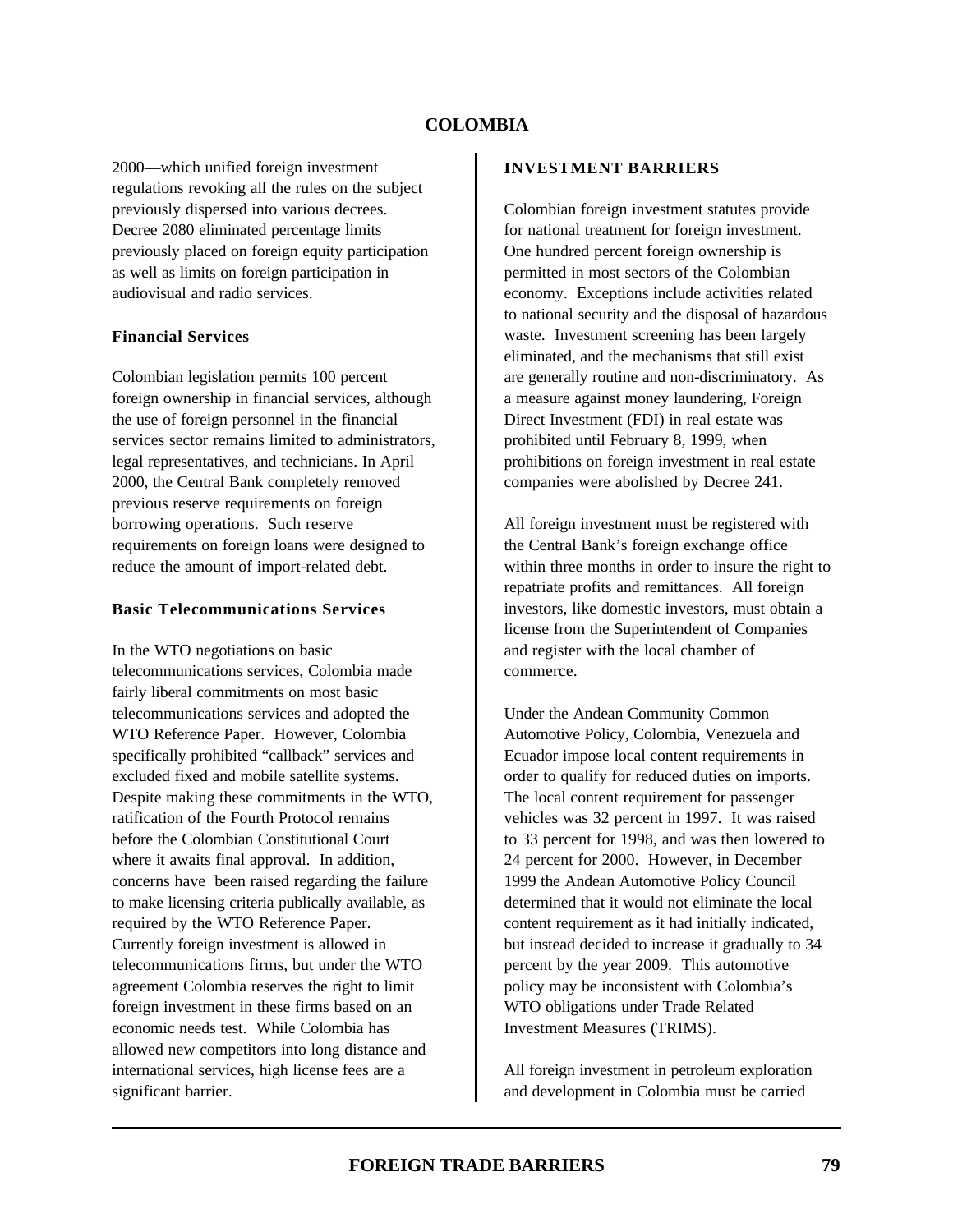2000—which unified foreign investment regulations revoking all the rules on the subject previously dispersed into various decrees. Decree 2080 eliminated percentage limits previously placed on foreign equity participation as well as limits on foreign participation in audiovisual and radio services.

### Financial Services

Colombian legislation permits 100 percent foreign ownership in financial services, although the use of foreign personnel in the financial services sector remains limited to administrators, legal representatives, and technicians. In April 2000, the Central Bank completely removed previous reserve requirements on foreign borrowing operations. Such reserve requirements on foreign loans were designed to reduce the amount of import-related debt.

### Basic Telecommunications Services

In the WTO negotiations on basic telecommunications services, Colombia made fairly liberal commitments on most basic telecommunications services and adopted the WTO Reference Paper. However, Colombia specifically prohibited "callback" services and excluded fixed and mobile satellite systems. Despite making these commitments in the WTO, ratification of the Fourth Protocol remains before the Colombian Constitutional Court where it awaits final approval. In addition, concerns have been raised regarding the failure to make licensing criteria publically available, as required by the WTO Reference Paper. Currently foreign investment is allowed in telecommunications firms, but under the WTO agreement Colombia reserves the right to limit foreign investment in these firms based on an economic needs test. While Colombia has allowed new competitors into long distance and international services, high license fees are a significant barrier.

## INVESTMENT BARRIERS

Colombian foreign investment statutes provide for national treatment for foreign investment. One hundred percent foreign ownership is permitted in most sectors of the Colombian economy. Exceptions include activities related to national security and the disposal of hazardous waste. Investment screening has been largely eliminated, and the mechanisms that still exist are generally routine and non-discriminatory. As a measure against money laundering, Foreign Direct Investment (FDI) in real estate was prohibited until February 8, 1999, when prohibitions on foreign investment in real estate companies were abolished by Decree 241.

All foreign investment must be registered with the Central Bank's foreign exchange office within three months in order to insure the right to repatriate profits and remittances. All foreign investors, like domestic investors, must obtain a license from the Superintendent of Companies and register with the local chamber of commerce.

Under the Andean Community Common Automotive Policy, Colombia, Venezuela and Ecuador impose local content requirements in order to qualify for reduced duties on imports. The local content requirement for passenger vehicles was 32 percent in 1997. It was raised to 33 percent for 1998, and was then lowered to 24 percent for 2000. However, in December 1999 the Andean Automotive Policy Council determined that it would not eliminate the local content requirement as it had initially indicated, but instead decided to increase it gradually to 34 percent by the year 2009. This automotive policy may be inconsistent with Colombia's WTO obligations under Trade Related Investment Measures (TRIMS).

All foreign investment in petroleum exploration and development in Colombia must be carried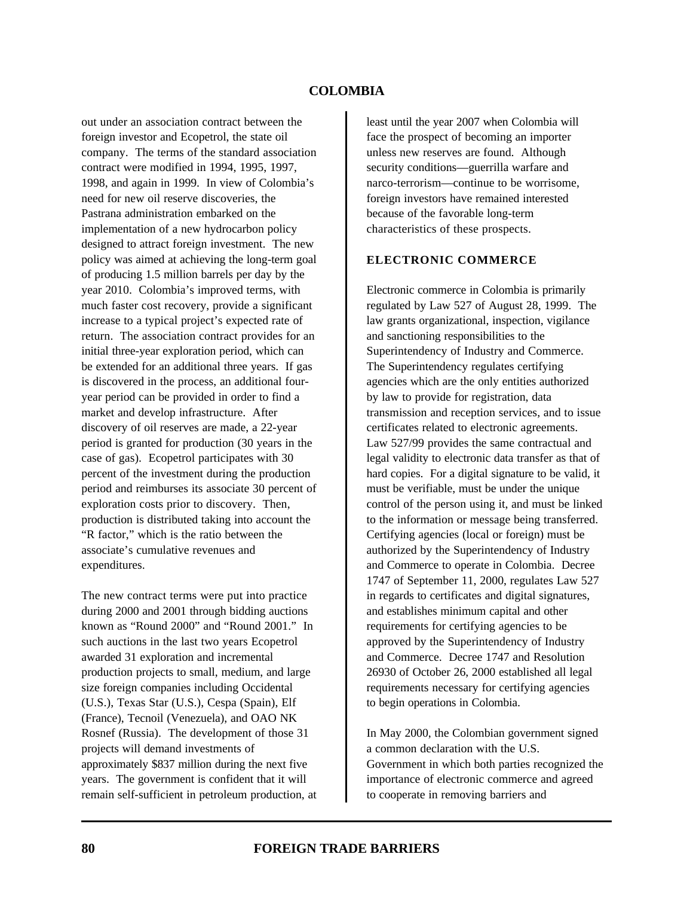out under an association contract between the foreign investor and Ecopetrol, the state oil company. The terms of the standard association contract were modified in 1994, 1995, 1997, 1998, and again in 1999. In view of Colombia's need for new oil reserve discoveries, the Pastrana administration embarked on the implementation of a new hydrocarbon policy designed to attract foreign investment. The new policy was aimed at achieving the long-term goal of producing 1.5 million barrels per day by the year 2010. Colombia's improved terms, with much faster cost recovery, provide a significant increase to a typical project's expected rate of return. The association contract provides for an initial three-year exploration period, which can be extended for an additional three years. If gas is discovered in the process, an additional four-year period can be provided in order to find a market and develop infrastructure. After discovery of oil reserves are made, a 22-year period is granted for production (30 years in the case of gas). Ecopetrol participates with 30 percent of the investment during the production period and reimburses its associate 30 percent of exploration costs prior to discovery. Then, production is distributed taking into account the "R factor," which is the ratio between the associate's cumulative revenues and expenditures.

The new contract terms were put into practice during 2000 and 2001 through bidding auctions known as "Round 2000" and "Round 2001." In such auctions in the last two years Ecopetrol awarded 31 exploration and incremental production projects to small, medium, and large size foreign companies including Occidental (U.S.), Texas Star (U.S.), Cespa (Spain), Elf (France), Tecnoil (Venezuela), and OAO NK Rosnef (Russia). The development of those 31 projects will demand investments of approximately $837 million during the next five years. The government is confident that it will remain self-sufficient in petroleum production, at least until the year 2007 when Colombia will face the prospect of becoming an importer unless new reserves are found. Although security conditions—guerrilla warfare and narco-terrorism—continue to be worrisome, foreign investors have remained interested because of the favorable long-term characteristics of these prospects.

## ELECTRONIC COMMERCE

Electronic commerce in Colombia is primarily regulated by Law 527 of August 28, 1999. The law grants organizational, inspection, vigilance and sanctioning responsibilities to the Superintendency of Industry and Commerce. The Superintendency regulates certifying agencies which are the only entities authorized by law to provide for registration, data transmission and reception services, and to issue certificates related to electronic agreements. Law 527/99 provides the same contractual and legal validity to electronic data transfer as that of hard copies. For a digital signature to be valid, it must be verifiable, must be under the unique control of the person using it, and must be linked to the information or message being transferred. Certifying agencies (local or foreign) must be authorized by the Superintendency of Industry and Commerce to operate in Colombia. Decree 1747 of September 11, 2000, regulates Law 527 in regards to certificates and digital signatures, and establishes minimum capital and other requirements for certifying agencies to be approved by the Superintendency of Industry and Commerce. Decree 1747 and Resolution 26930 of October 26, 2000 established all legal requirements necessary for certifying agencies to begin operations in Colombia.

In May 2000, the Colombian government signed a common declaration with the U.S. Government in which both parties recognized the importance of electronic commerce and agreed to cooperate in removing barriers and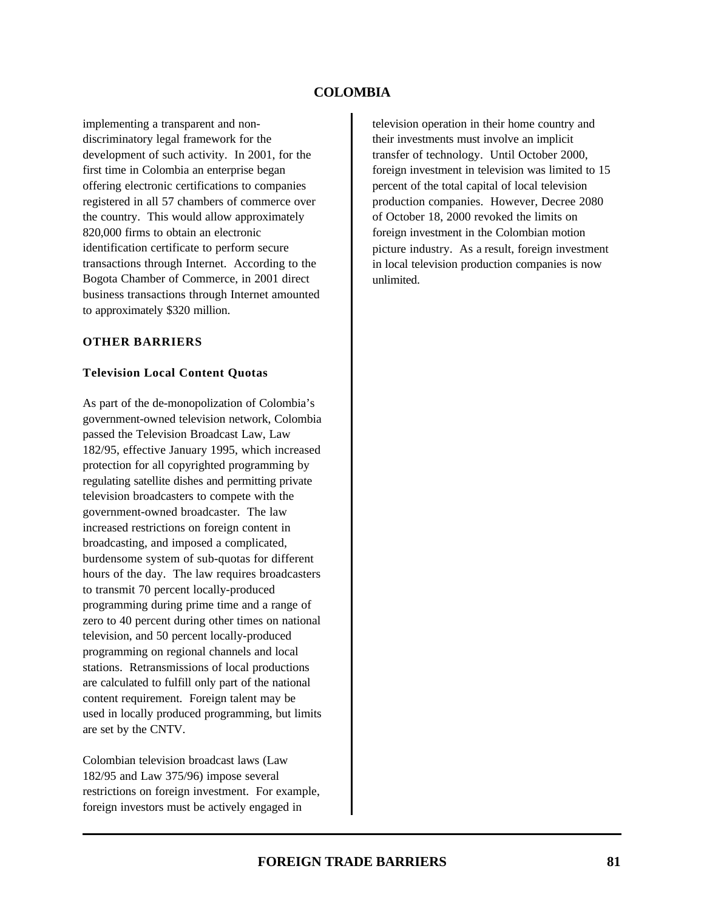implementing a transparent and non-discriminatory legal framework for the development of such activity. In 2001, for the first time in Colombia an enterprise began offering electronic certifications to companies registered in all 57 chambers of commerce over the country. This would allow approximately 820,000 firms to obtain an electronic identification certificate to perform secure transactions through Internet. According to the Bogota Chamber of Commerce, in 2001 direct business transactions through Internet amounted to approximately $320 million.

## OTHER BARRIERS

### Television Local Content Quotas

As part of the de-monopolization of Colombia's government-owned television network, Colombia passed the Television Broadcast Law, Law 182/95, effective January 1995, which increased protection for all copyrighted programming by regulating satellite dishes and permitting private television broadcasters to compete with the government-owned broadcaster. The law increased restrictions on foreign content in broadcasting, and imposed a complicated, burdensome system of sub-quotas for different hours of the day. The law requires broadcasters to transmit 70 percent locally-produced programming during prime time and a range of zero to 40 percent during other times on national television, and 50 percent locally-produced programming on regional channels and local stations. Retransmissions of local productions are calculated to fulfill only part of the national content requirement. Foreign talent may be used in locally produced programming, but limits are set by the CNTV.

Colombian television broadcast laws (Law 182/95 and Law 375/96) impose several restrictions on foreign investment. For example, foreign investors must be actively engaged in television operation in their home country and their investments must involve an implicit transfer of technology. Until October 2000, foreign investment in television was limited to 15 percent of the total capital of local television production companies. However, Decree 2080 of October 18, 2000 revoked the limits on foreign investment in the Colombian motion picture industry. As a result, foreign investment in local television production companies is now unlimited.